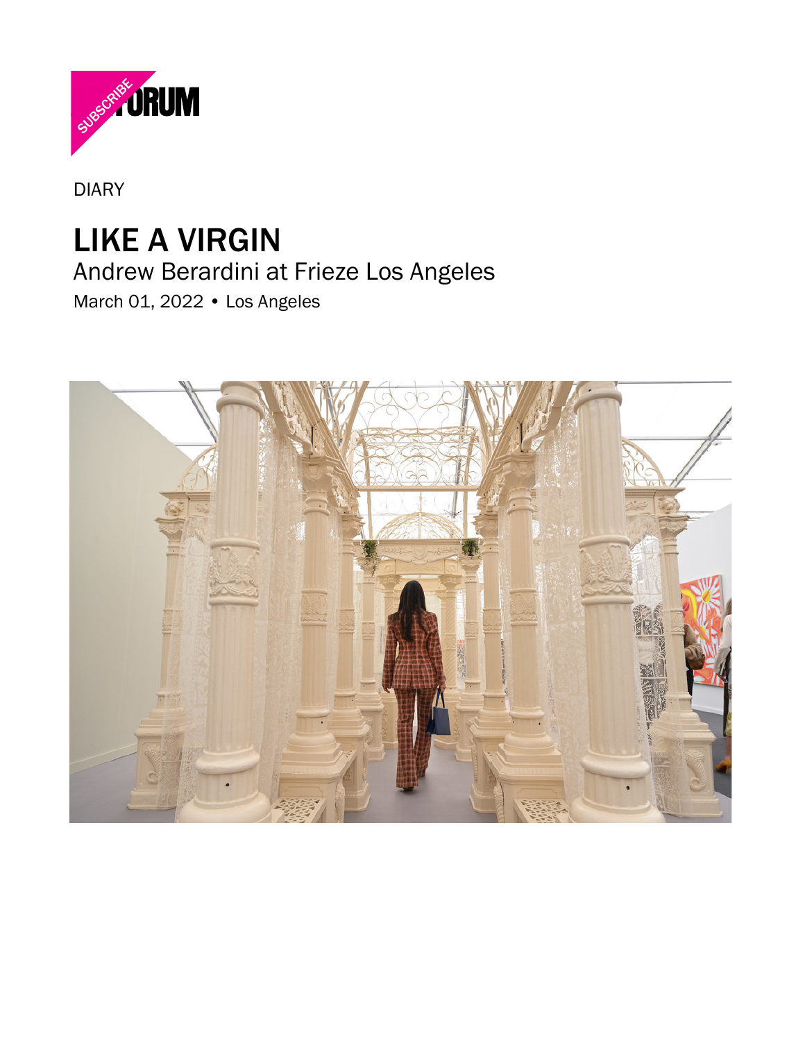DIARY

# LIKE A VIRGIN

Andrew Berardini at Frieze Los Angeles

March 01, 2022 • Los Angeles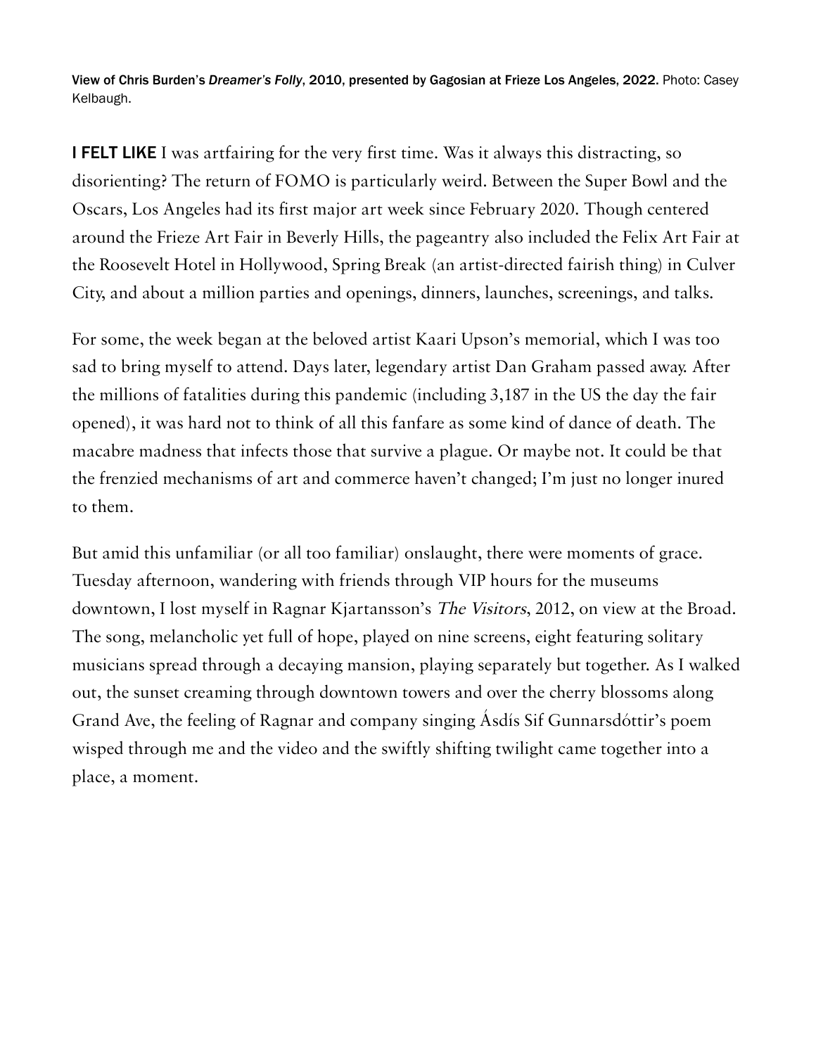View of Chris Burden's *Dreamer's Folly*, 2010, presented by Gagosian at Frieze Los Angeles, 2022. Photo: Casey Kelbaugh.

**I FELT LIKE** I was artfairing for the very first time. Was it always this distracting, so disorienting? The return of FOMO is particularly weird. Between the Super Bowl and the Oscars, Los Angeles had its first major art week since February 2020. Though centered around the Frieze Art Fair in Beverly Hills, the pageantry also included the Felix Art Fair at the Roosevelt Hotel in Hollywood, Spring Break (an artist-directed fairish thing) in Culver City, and about a million parties and openings, dinners, launches, screenings, and talks.

For some, the week began at the beloved artist Kaari Upson's memorial, which I was too sad to bring myself to attend. Days later, legendary artist Dan Graham passed away. After the millions of fatalities during this pandemic (including 3,187 in the US the day the fair opened), it was hard not to think of all this fanfare as some kind of dance of death. The macabre madness that infects those that survive a plague. Or maybe not. It could be that the frenzied mechanisms of art and commerce haven't changed; I'm just no longer inured to them.

But amid this unfamiliar (or all too familiar) onslaught, there were moments of grace. Tuesday afternoon, wandering with friends through VIP hours for the museums downtown, I lost myself in Ragnar Kjartansson's *The Visitors*, 2012, on view at the Broad. The song, melancholic yet full of hope, played on nine screens, eight featuring solitary musicians spread through a decaying mansion, playing separately but together. As I walked out, the sunset creaming through downtown towers and over the cherry blossoms along Grand Ave, the feeling of Ragnar and company singing Ásdís Sif Gunnarsdóttir's poem wisped through me and the video and the swiftly shifting twilight came together into a place, a moment.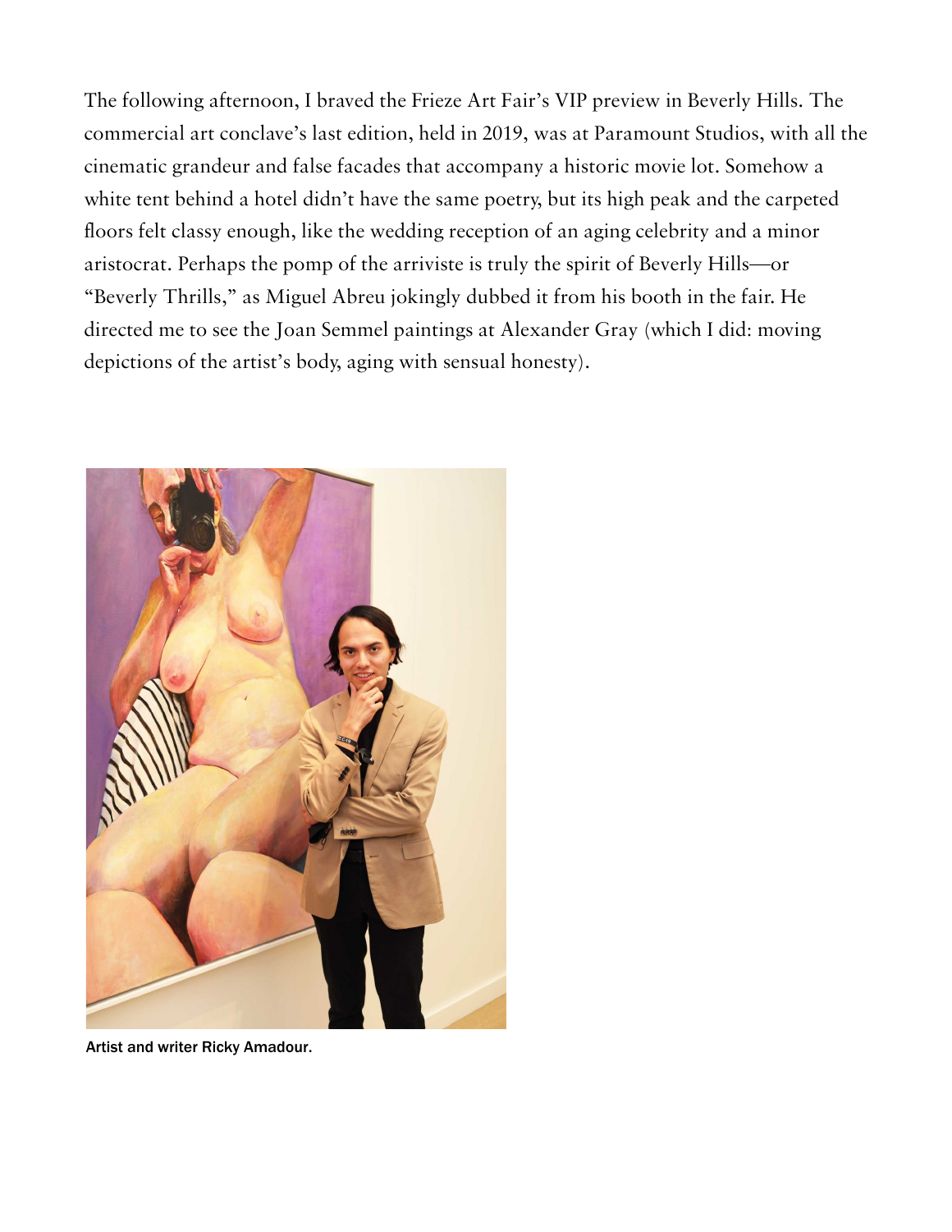The following afternoon, I braved the Frieze Art Fair's VIP preview in Beverly Hills. The commercial art conclave's last edition, held in 2019, was at Paramount Studios, with all the cinematic grandeur and false facades that accompany a historic movie lot. Somehow a white tent behind a hotel didn't have the same poetry, but its high peak and the carpeted floors felt classy enough, like the wedding reception of an aging celebrity and a minor aristocrat. Perhaps the pomp of the arriviste is truly the spirit of Beverly Hills—or "Beverly Thrills," as Miguel Abreu jokingly dubbed it from his booth in the fair. He directed me to see the Joan Semmel paintings at Alexander Gray (which I did: moving depictions of the artist's body, aging with sensual honesty).

Artist and writer Ricky Amadour.